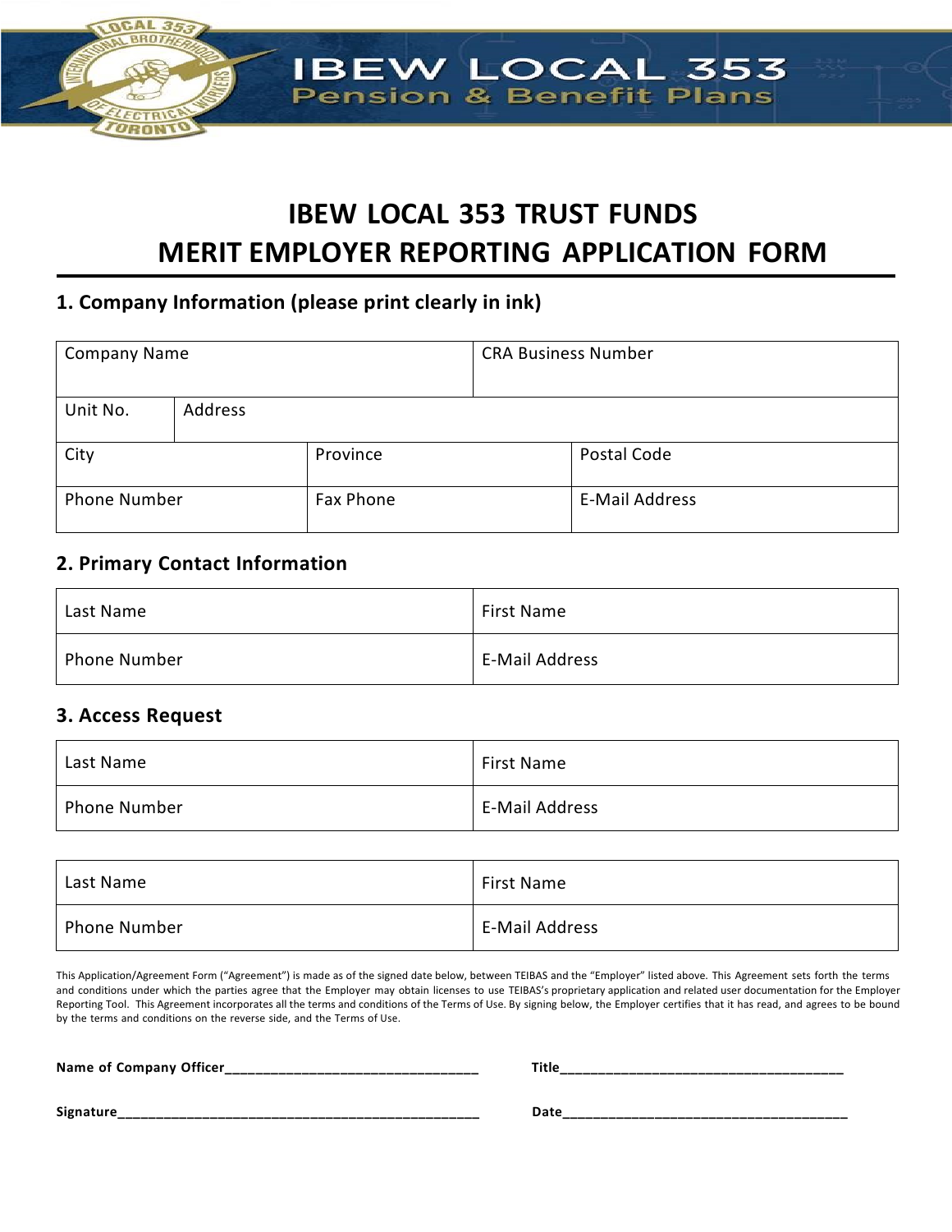IBEW LOCAL 353
Pension & Benefit Plans

# IBEW LOCAL 353 TRUST FUNDS
# MERIT EMPLOYER REPORTING APPLICATION FORM

## 1. Company Information (please print clearly in ink)

| Company Name | | CRA Business Number |
|---|---|---|
| Unit No. | Address | |
| City | Province | Postal Code |
| Phone Number | Fax Phone | E-Mail Address |

## 2. Primary Contact Information

| Last Name | First Name |
|---|---|
| Phone Number | E-Mail Address |

## 3. Access Request

| Last Name | First Name |
|---|---|
| Phone Number | E-Mail Address |

| Last Name | First Name |
|---|---|
| Phone Number | E-Mail Address |

This Application/Agreement Form ("Agreement") is made as of the signed date below, between TEIBAS and the "Employer" listed above. This Agreement sets forth the terms and conditions under which the parties agree that the Employer may obtain licenses to use TEIBAS's proprietary application and related user documentation for the Employer Reporting Tool. This Agreement incorporates all the terms and conditions of the Terms of Use. By signing below, the Employer certifies that it has read, and agrees to be bound by the terms and conditions on the reverse side, and the Terms of Use.

**Name of Company Officer**_________________________________ **Title**_____________________________________

**Signature**_______________________________________________ **Date**_____________________________________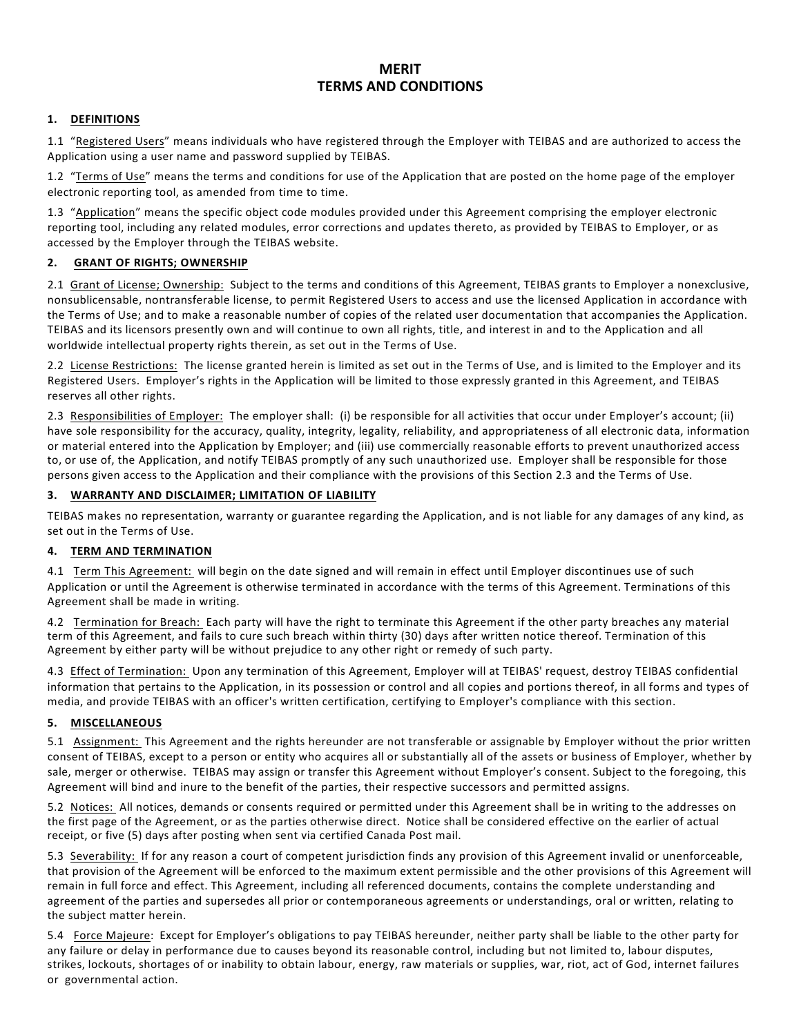# MERIT
# TERMS AND CONDITIONS

## 1. DEFINITIONS

1.1 "Registered Users" means individuals who have registered through the Employer with TEIBAS and are authorized to access the Application using a user name and password supplied by TEIBAS.

1.2 "Terms of Use" means the terms and conditions for use of the Application that are posted on the home page of the employer electronic reporting tool, as amended from time to time.

1.3 "Application" means the specific object code modules provided under this Agreement comprising the employer electronic reporting tool, including any related modules, error corrections and updates thereto, as provided by TEIBAS to Employer, or as accessed by the Employer through the TEIBAS website.

## 2. GRANT OF RIGHTS; OWNERSHIP

2.1 Grant of License; Ownership: Subject to the terms and conditions of this Agreement, TEIBAS grants to Employer a nonexclusive, nonsublicensable, nontransferable license, to permit Registered Users to access and use the licensed Application in accordance with the Terms of Use; and to make a reasonable number of copies of the related user documentation that accompanies the Application. TEIBAS and its licensors presently own and will continue to own all rights, title, and interest in and to the Application and all worldwide intellectual property rights therein, as set out in the Terms of Use.

2.2 License Restrictions: The license granted herein is limited as set out in the Terms of Use, and is limited to the Employer and its Registered Users. Employer's rights in the Application will be limited to those expressly granted in this Agreement, and TEIBAS reserves all other rights.

2.3 Responsibilities of Employer: The employer shall: (i) be responsible for all activities that occur under Employer's account; (ii) have sole responsibility for the accuracy, quality, integrity, legality, reliability, and appropriateness of all electronic data, information or material entered into the Application by Employer; and (iii) use commercially reasonable efforts to prevent unauthorized access to, or use of, the Application, and notify TEIBAS promptly of any such unauthorized use. Employer shall be responsible for those persons given access to the Application and their compliance with the provisions of this Section 2.3 and the Terms of Use.

## 3. WARRANTY AND DISCLAIMER; LIMITATION OF LIABILITY

TEIBAS makes no representation, warranty or guarantee regarding the Application, and is not liable for any damages of any kind, as set out in the Terms of Use.

## 4. TERM AND TERMINATION

4.1 Term This Agreement: will begin on the date signed and will remain in effect until Employer discontinues use of such Application or until the Agreement is otherwise terminated in accordance with the terms of this Agreement. Terminations of this Agreement shall be made in writing.

4.2 Termination for Breach: Each party will have the right to terminate this Agreement if the other party breaches any material term of this Agreement, and fails to cure such breach within thirty (30) days after written notice thereof. Termination of this Agreement by either party will be without prejudice to any other right or remedy of such party.

4.3 Effect of Termination: Upon any termination of this Agreement, Employer will at TEIBAS' request, destroy TEIBAS confidential information that pertains to the Application, in its possession or control and all copies and portions thereof, in all forms and types of media, and provide TEIBAS with an officer's written certification, certifying to Employer's compliance with this section.

## 5. MISCELLANEOUS

5.1 Assignment: This Agreement and the rights hereunder are not transferable or assignable by Employer without the prior written consent of TEIBAS, except to a person or entity who acquires all or substantially all of the assets or business of Employer, whether by sale, merger or otherwise. TEIBAS may assign or transfer this Agreement without Employer's consent. Subject to the foregoing, this Agreement will bind and inure to the benefit of the parties, their respective successors and permitted assigns.

5.2 Notices: All notices, demands or consents required or permitted under this Agreement shall be in writing to the addresses on the first page of the Agreement, or as the parties otherwise direct. Notice shall be considered effective on the earlier of actual receipt, or five (5) days after posting when sent via certified Canada Post mail.

5.3 Severability: If for any reason a court of competent jurisdiction finds any provision of this Agreement invalid or unenforceable, that provision of the Agreement will be enforced to the maximum extent permissible and the other provisions of this Agreement will remain in full force and effect. This Agreement, including all referenced documents, contains the complete understanding and agreement of the parties and supersedes all prior or contemporaneous agreements or understandings, oral or written, relating to the subject matter herein.

5.4 Force Majeure: Except for Employer's obligations to pay TEIBAS hereunder, neither party shall be liable to the other party for any failure or delay in performance due to causes beyond its reasonable control, including but not limited to, labour disputes, strikes, lockouts, shortages of or inability to obtain labour, energy, raw materials or supplies, war, riot, act of God, internet failures or governmental action.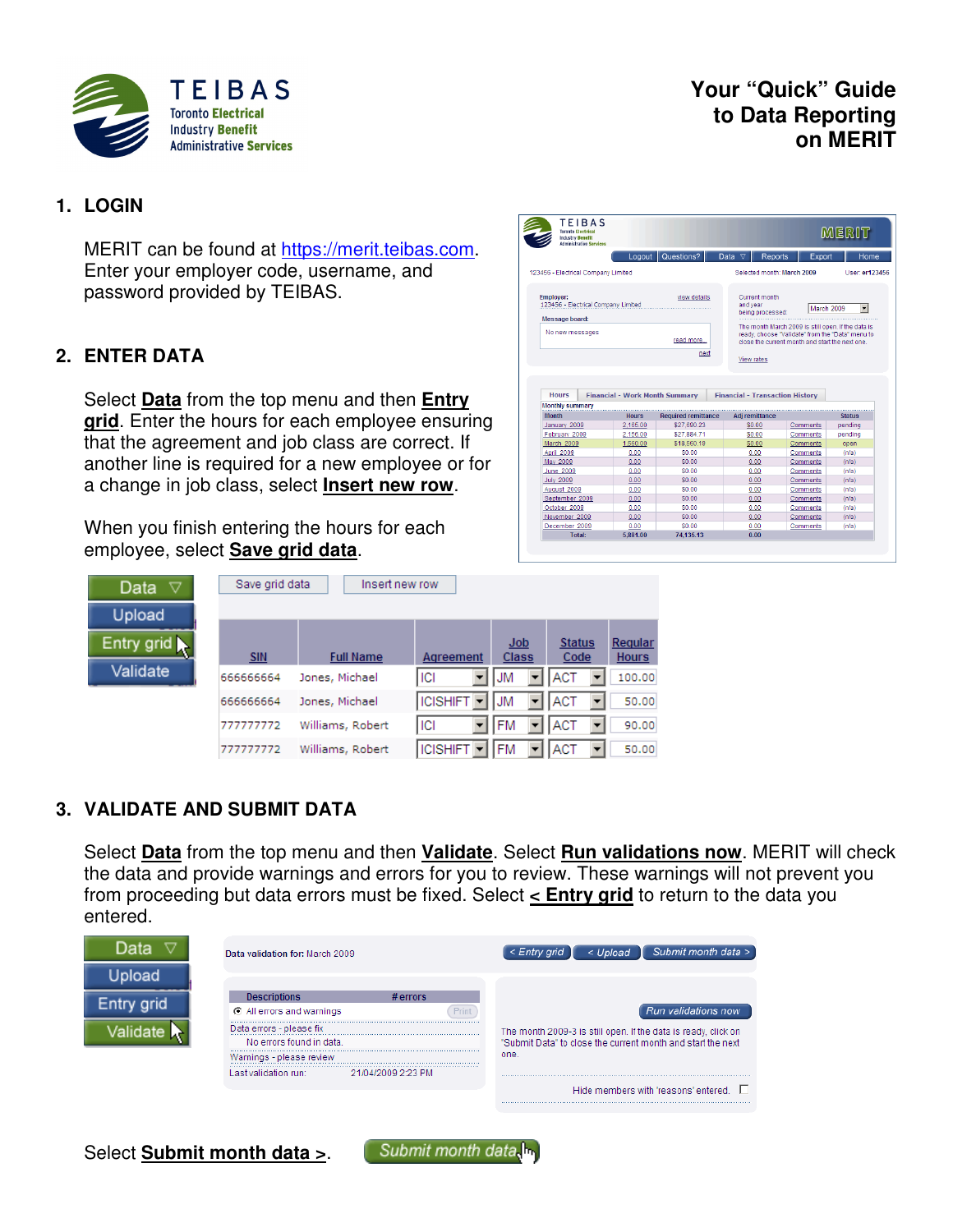TEIBAS
Toronto Electrical Industry Benefit Administrative Services

# Your "Quick" Guide to Data Reporting on MERIT

## 1. LOGIN

MERIT can be found at https://merit.teibas.com. Enter your employer code, username, and password provided by TEIBAS.

## 2. ENTER DATA

Select **Data** from the top menu and then **Entry grid**. Enter the hours for each employee ensuring that the agreement and job class are correct. If another line is required for a new employee or for a change in job class, select **Insert new row**.

When you finish entering the hours for each employee, select **Save grid data**.

| SIN | Full Name | Agreement | Job Class | Status Code | Regular Hours |
|---|---|---|---|---|---|
| 666666664 | Jones, Michael | ICI | JM | ACT | 100.00 |
| 666666664 | Jones, Michael | ICISHIFT | JM | ACT | 50.00 |
| 777777772 | Williams, Robert | ICI | FM | ACT | 90.00 |
| 777777772 | Williams, Robert | ICISHIFT | FM | ACT | 50.00 |

## 3. VALIDATE AND SUBMIT DATA

Select **Data** from the top menu and then **Validate**. Select **Run validations now**. MERIT will check the data and provide warnings and errors for you to review. These warnings will not prevent you from proceeding but data errors must be fixed. Select **< Entry grid** to return to the data you entered.

Select **Submit month data >**.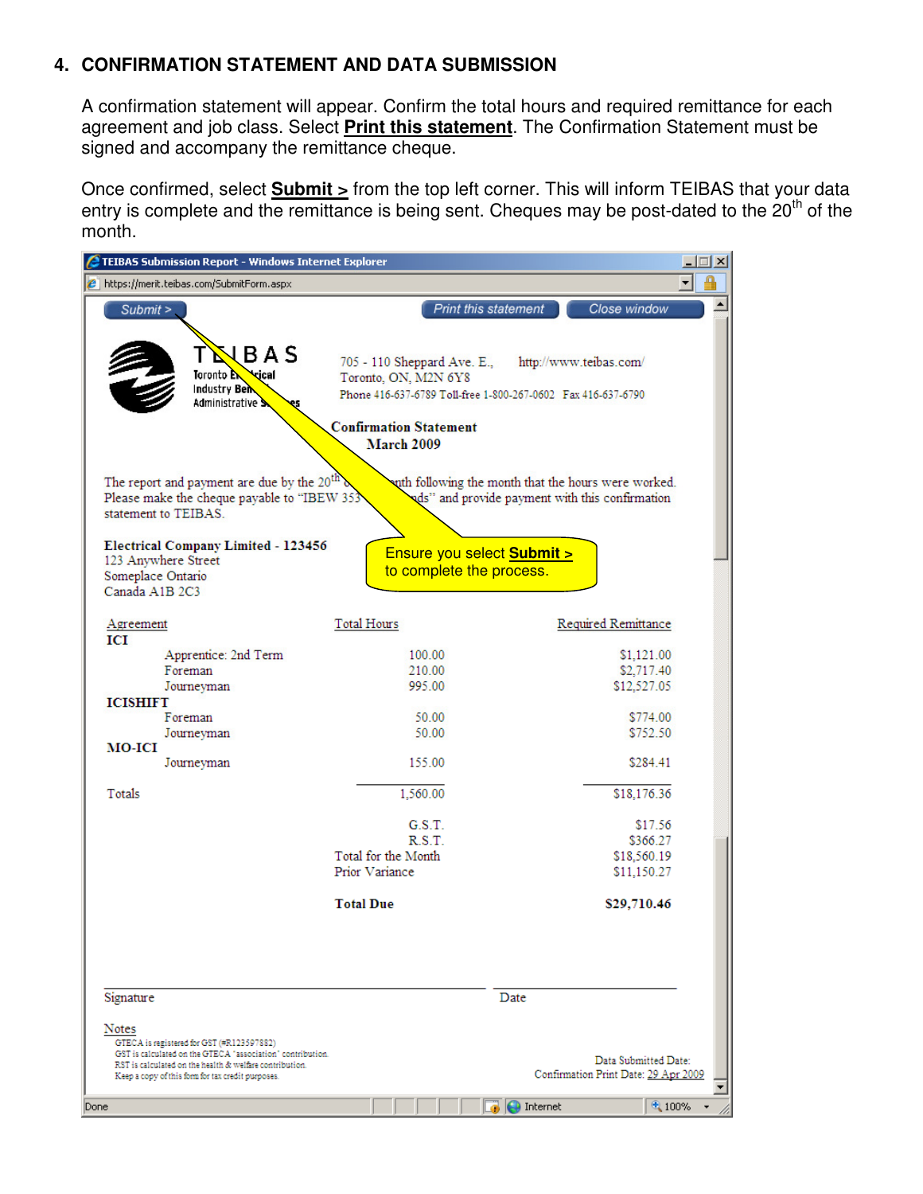## 4. CONFIRMATION STATEMENT AND DATA SUBMISSION

A confirmation statement will appear. Confirm the total hours and required remittance for each agreement and job class. Select **Print this statement**. The Confirmation Statement must be signed and accompany the remittance cheque.

Once confirmed, select **Submit >** from the top left corner. This will inform TEIBAS that your data entry is complete and the remittance is being sent. Cheques may be post-dated to the 20th of the month.

TEIBAS Submission Report - Windows Internet Explorer

https://merit.teibas.com/SubmitForm.aspx

Submit > | Print this statement | Close window

TEIBAS
Toronto Electrical Industry Benefits Administrative Services

705 - 110 Sheppard Ave. E., Toronto, ON, M2N 6Y8
http://www.teibas.com/
Phone 416-637-6789 Toll-free 1-800-267-0602 Fax 416-637-6790

**Confirmation Statement**
**March 2009**

The report and payment are due by the 20th of the month following the month that the hours were worked. Please make the cheque payable to "IBEW 353 ... Funds" and provide payment with this confirmation statement to TEIBAS.

**Electrical Company Limited - 123456**
123 Anywhere Street
Someplace Ontario
Canada A1B 2C3

Ensure you select **Submit >** to complete the process.

| Agreement | | Total Hours | Required Remittance |
|---|---|---|---|
| **ICI** | | | |
| | Apprentice: 2nd Term | 100.00 | $1,121.00 |
| | Foreman | 210.00 | $2,717.40 |
| | Journeyman | 995.00 | $12,527.05 |
| **ICISHIFT** | | | |
| | Foreman | 50.00 | $774.00 |
| | Journeyman | 50.00 | $752.50 |
| **MO-ICI** | | | |
| | Journeyman | 155.00 | $284.41 |
| Totals | | 1,560.00 | $18,176.36 |
| | | G.S.T. | $17.56 |
| | | R.S.T. | $366.27 |
| | | Total for the Month | $18,560.19 |
| | | Prior Variance | $11,150.27 |
| | | **Total Due** | **$29,710.46** |

Signature ____________________ Date ____________________

Notes
GTECA is registered for GST (#R123597882)
GST is calculated on the GTECA "association" contribution.
RST is calculated on the health & welfare contribution.
Keep a copy of this form for tax credit purposes.

Data Submitted Date:
Confirmation Print Date: 29 Apr 2009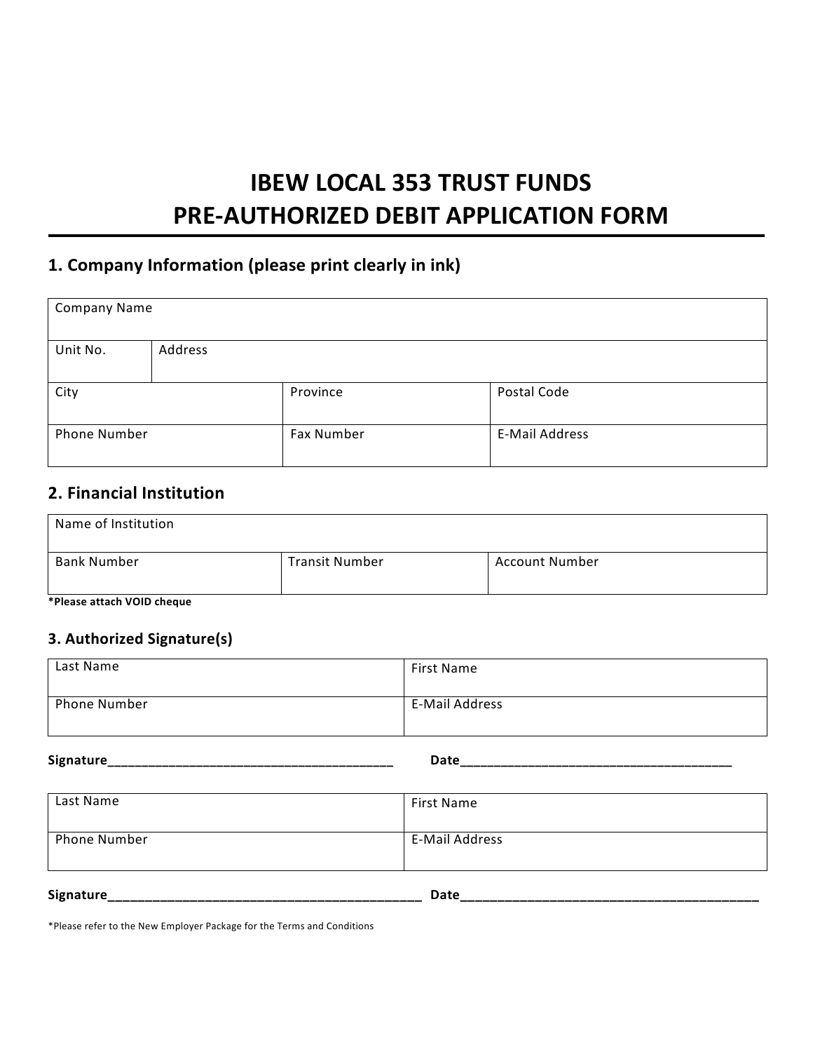# IBEW LOCAL 353 TRUST FUNDS
# PRE-AUTHORIZED DEBIT APPLICATION FORM

## 1. Company Information (please print clearly in ink)

| | | |
|---|---|---|
| Company Name | | |
| Unit No. | Address | |
| City | Province | Postal Code |
| Phone Number | Fax Number | E-Mail Address |

## 2. Financial Institution

| | | |
|---|---|---|
| Name of Institution | | |
| Bank Number | Transit Number | Account Number |

**\*Please attach VOID cheque**

## 3. Authorized Signature(s)

| | |
|---|---|
| Last Name | First Name |
| Phone Number | E-Mail Address |

**Signature________________________________________ Date_____________________________________**

| | |
|---|---|
| Last Name | First Name |
| Phone Number | E-Mail Address |

**Signature____________________________________________ Date__________________________________________**

*Please refer to the New Employer Package for the Terms and Conditions